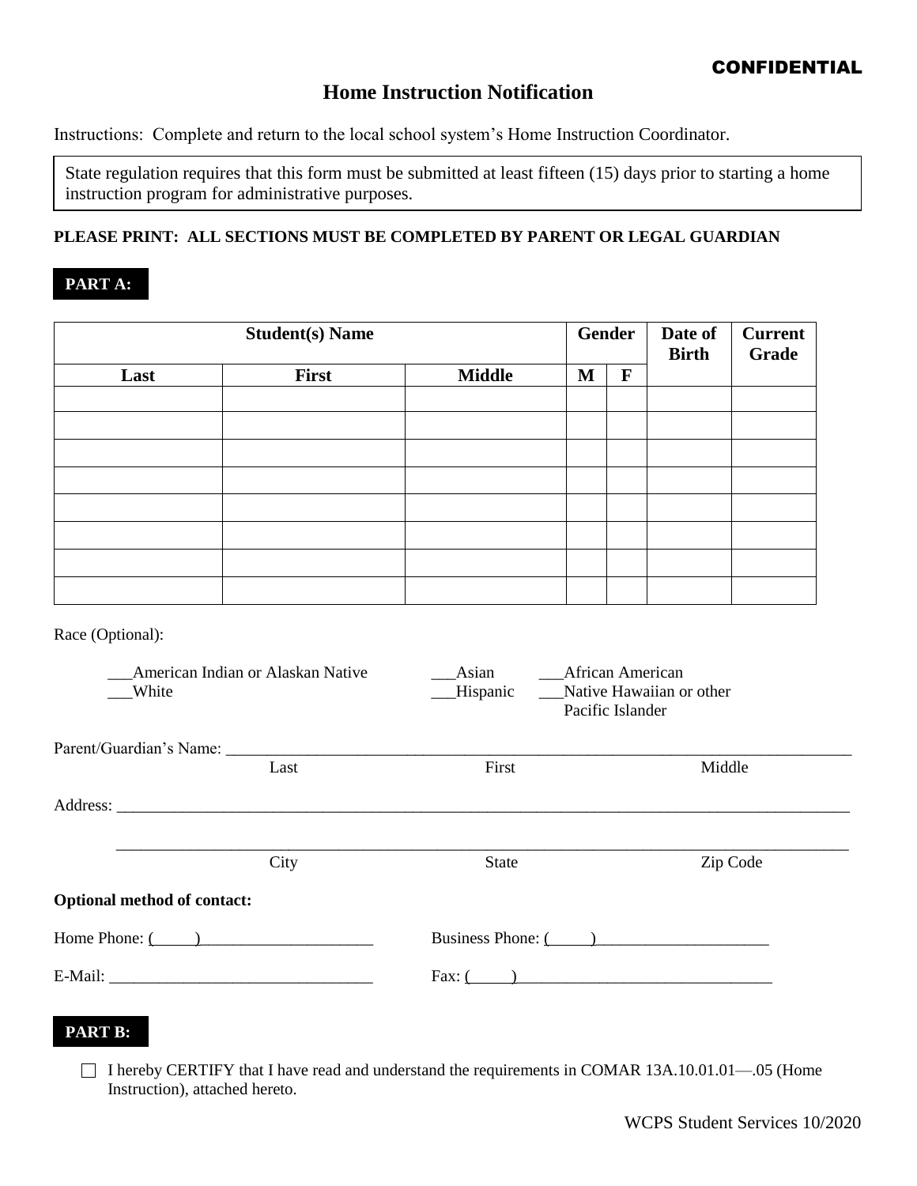**CONFIDENTIAL**

# Home Instruction Notification

Instructions: Complete and return to the local school system's Home Instruction Coordinator.

State regulation requires that this form must be submitted at least fifteen (15) days prior to starting a home instruction program for administrative purposes.

**PLEASE PRINT: ALL SECTIONS MUST BE COMPLETED BY PARENT OR LEGAL GUARDIAN**

**PART A:**

| Student(s) Name | | | Gender | | Date of Birth | Current Grade |
|---|---|---|---|---|---|---|
| Last | First | Middle | M | F | | |
| | | | | | | |
| | | | | | | |
| | | | | | | |
| | | | | | | |
| | | | | | | |
| | | | | | | |
| | | | | | | |
| | | | | | | |

Race (Optional):

___American Indian or Alaskan Native
___White
___Asian
___Hispanic
___African American
___Native Hawaiian or other Pacific Islander

Parent/Guardian's Name: ______________________________________________
Last First Middle

Address: ______________________________________________

______________________________________________
City State Zip Code

**Optional method of contact:**

Home Phone: ( )_____________________

Business Phone: ( )_____________________

E-Mail: ______________________________

Fax: ( )______________________________

**PART B:**

☐ I hereby CERTIFY that I have read and understand the requirements in COMAR 13A.10.01.01—.05 (Home Instruction), attached hereto.

WCPS Student Services 10/2020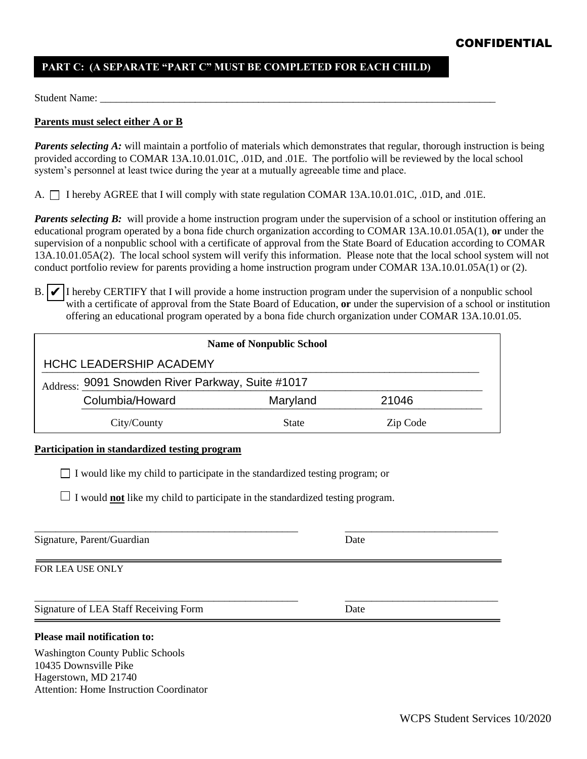**CONFIDENTIAL**

## PART C: (A SEPARATE "PART C" MUST BE COMPLETED FOR EACH CHILD)

Student Name: ______________________________________________________________________________

**Parents must select either A or B**

***Parents selecting A:*** will maintain a portfolio of materials which demonstrates that regular, thorough instruction is being provided according to COMAR 13A.10.01.01C, .01D, and .01E. The portfolio will be reviewed by the local school system's personnel at least twice during the year at a mutually agreeable time and place.

A. ☐ I hereby AGREE that I will comply with state regulation COMAR 13A.10.01.01C, .01D, and .01E.

***Parents selecting B:*** will provide a home instruction program under the supervision of a school or institution offering an educational program operated by a bona fide church organization according to COMAR 13A.10.01.05A(1), **or** under the supervision of a nonpublic school with a certificate of approval from the State Board of Education according to COMAR 13A.10.01.05A(2). The local school system will verify this information. Please note that the local school system will not conduct portfolio review for parents providing a home instruction program under COMAR 13A.10.01.05A(1) or (2).

B. ☑ I hereby CERTIFY that I will provide a home instruction program under the supervision of a nonpublic school with a certificate of approval from the State Board of Education, **or** under the supervision of a school or institution offering an educational program operated by a bona fide church organization under COMAR 13A.10.01.05.

**Name of Nonpublic School**

HCHC LEADERSHIP ACADEMY

Address: 9091 Snowden River Parkway, Suite #1017

| City/County | State | Zip Code |
|---|---|---|
| Columbia/Howard | Maryland | 21046 |

**Participation in standardized testing program**

☐ I would like my child to participate in the standardized testing program; or

☐ I would **not** like my child to participate in the standardized testing program.

_____________________________________________________ _____________________________

Signature, Parent/Guardian Date

FOR LEA USE ONLY

_____________________________________________________ _____________________________

Signature of LEA Staff Receiving Form Date

**Please mail notification to:**

Washington County Public Schools
10435 Downsville Pike
Hagerstown, MD 21740
Attention: Home Instruction Coordinator

WCPS Student Services 10/2020